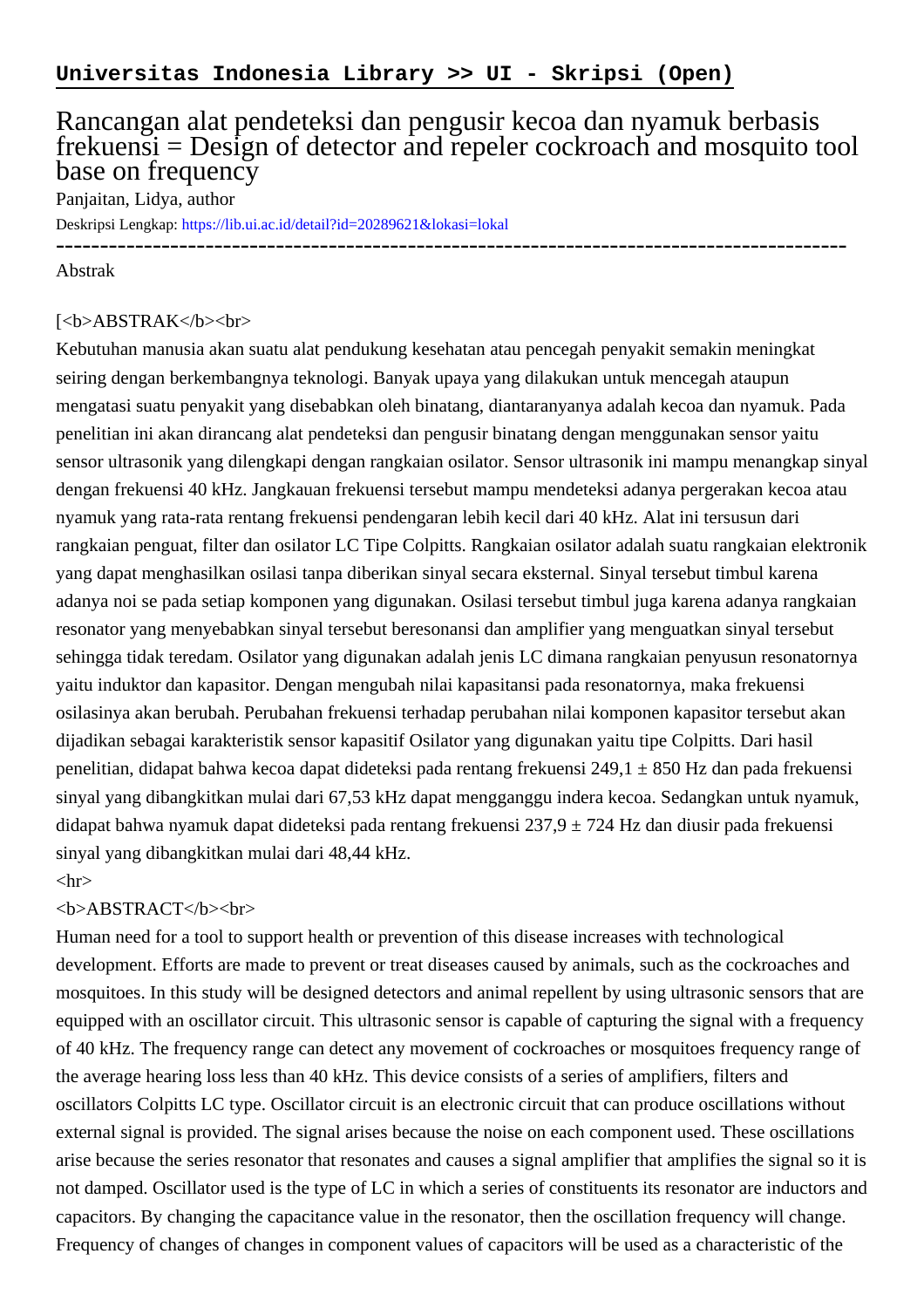**Universitas Indonesia Library >> UI - Skripsi (Open)**

# Rancangan alat pendeteksi dan pengusir kecoa dan nyamuk berbasis frekuensi = Design of detector and repeler cockroach and mosquito tool base on frequency

Panjaitan, Lidya, author

Deskripsi Lengkap: https://lib.ui.ac.id/detail?id=20289621&lokasi=lokal

------------------------------------------------------------------------------------------

Abstrak

[<b>ABSTRAK</b><br>

Kebutuhan manusia akan suatu alat pendukung kesehatan atau pencegah penyakit semakin meningkat seiring dengan berkembangnya teknologi. Banyak upaya yang dilakukan untuk mencegah ataupun mengatasi suatu penyakit yang disebabkan oleh binatang, diantaranyanya adalah kecoa dan nyamuk. Pada penelitian ini akan dirancang alat pendeteksi dan pengusir binatang dengan menggunakan sensor yaitu sensor ultrasonik yang dilengkapi dengan rangkaian osilator. Sensor ultrasonik ini mampu menangkap sinyal dengan frekuensi 40 kHz. Jangkauan frekuensi tersebut mampu mendeteksi adanya pergerakan kecoa atau nyamuk yang rata-rata rentang frekuensi pendengaran lebih kecil dari 40 kHz. Alat ini tersusun dari rangkaian penguat, filter dan osilator LC Tipe Colpitts. Rangkaian osilator adalah suatu rangkaian elektronik yang dapat menghasilkan osilasi tanpa diberikan sinyal secara eksternal. Sinyal tersebut timbul karena adanya noi se pada setiap komponen yang digunakan. Osilasi tersebut timbul juga karena adanya rangkaian resonator yang menyebabkan sinyal tersebut beresonansi dan amplifier yang menguatkan sinyal tersebut sehingga tidak teredam. Osilator yang digunakan adalah jenis LC dimana rangkaian penyusun resonatornya yaitu induktor dan kapasitor. Dengan mengubah nilai kapasitansi pada resonatornya, maka frekuensi osilasinya akan berubah. Perubahan frekuensi terhadap perubahan nilai komponen kapasitor tersebut akan dijadikan sebagai karakteristik sensor kapasitif Osilator yang digunakan yaitu tipe Colpitts. Dari hasil penelitian, didapat bahwa kecoa dapat dideteksi pada rentang frekuensi 249,1 ± 850 Hz dan pada frekuensi sinyal yang dibangkitkan mulai dari 67,53 kHz dapat mengganggu indera kecoa. Sedangkan untuk nyamuk, didapat bahwa nyamuk dapat dideteksi pada rentang frekuensi 237,9 ± 724 Hz dan diusir pada frekuensi sinyal yang dibangkitkan mulai dari 48,44 kHz.

<hr>

<b>ABSTRACT</b><br>

Human need for a tool to support health or prevention of this disease increases with technological development. Efforts are made to prevent or treat diseases caused by animals, such as the cockroaches and mosquitoes. In this study will be designed detectors and animal repellent by using ultrasonic sensors that are equipped with an oscillator circuit. This ultrasonic sensor is capable of capturing the signal with a frequency of 40 kHz. The frequency range can detect any movement of cockroaches or mosquitoes frequency range of the average hearing loss less than 40 kHz. This device consists of a series of amplifiers, filters and oscillators Colpitts LC type. Oscillator circuit is an electronic circuit that can produce oscillations without external signal is provided. The signal arises because the noise on each component used. These oscillations arise because the series resonator that resonates and causes a signal amplifier that amplifies the signal so it is not damped. Oscillator used is the type of LC in which a series of constituents its resonator are inductors and capacitors. By changing the capacitance value in the resonator, then the oscillation frequency will change. Frequency of changes of changes in component values of capacitors will be used as a characteristic of the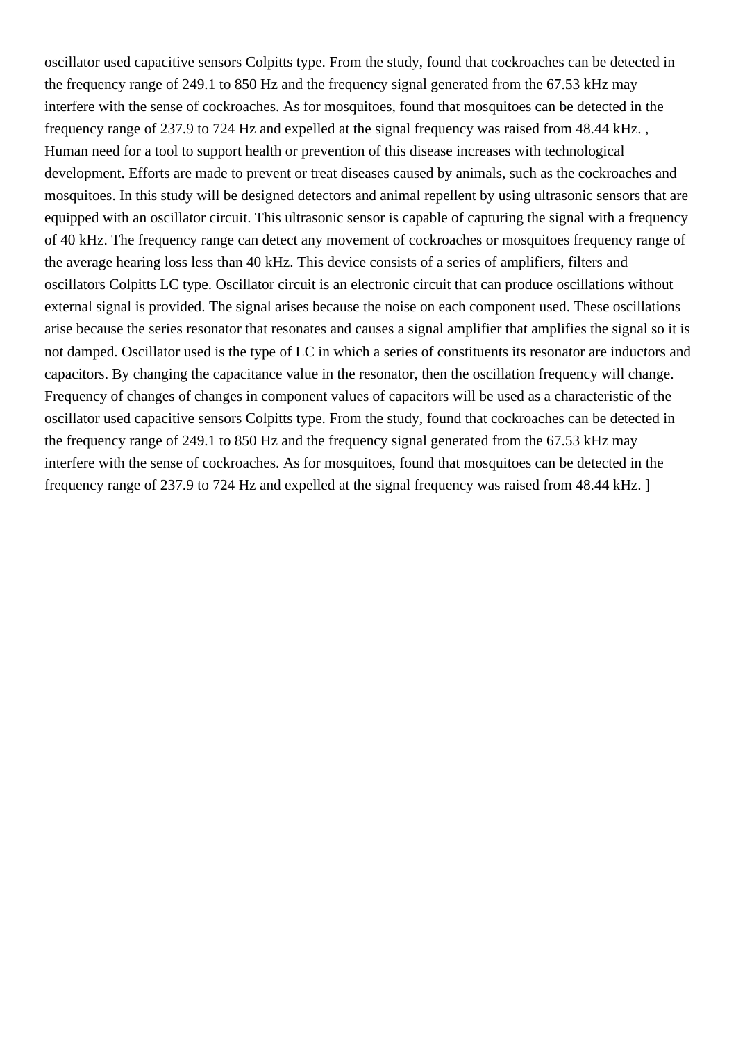oscillator used capacitive sensors Colpitts type. From the study, found that cockroaches can be detected in the frequency range of 249.1 to 850 Hz and the frequency signal generated from the 67.53 kHz may interfere with the sense of cockroaches. As for mosquitoes, found that mosquitoes can be detected in the frequency range of 237.9 to 724 Hz and expelled at the signal frequency was raised from 48.44 kHz. , Human need for a tool to support health or prevention of this disease increases with technological development. Efforts are made to prevent or treat diseases caused by animals, such as the cockroaches and mosquitoes. In this study will be designed detectors and animal repellent by using ultrasonic sensors that are equipped with an oscillator circuit. This ultrasonic sensor is capable of capturing the signal with a frequency of 40 kHz. The frequency range can detect any movement of cockroaches or mosquitoes frequency range of the average hearing loss less than 40 kHz. This device consists of a series of amplifiers, filters and oscillators Colpitts LC type. Oscillator circuit is an electronic circuit that can produce oscillations without external signal is provided. The signal arises because the noise on each component used. These oscillations arise because the series resonator that resonates and causes a signal amplifier that amplifies the signal so it is not damped. Oscillator used is the type of LC in which a series of constituents its resonator are inductors and capacitors. By changing the capacitance value in the resonator, then the oscillation frequency will change. Frequency of changes of changes in component values of capacitors will be used as a characteristic of the oscillator used capacitive sensors Colpitts type. From the study, found that cockroaches can be detected in the frequency range of 249.1 to 850 Hz and the frequency signal generated from the 67.53 kHz may interfere with the sense of cockroaches. As for mosquitoes, found that mosquitoes can be detected in the frequency range of 237.9 to 724 Hz and expelled at the signal frequency was raised from 48.44 kHz. ]